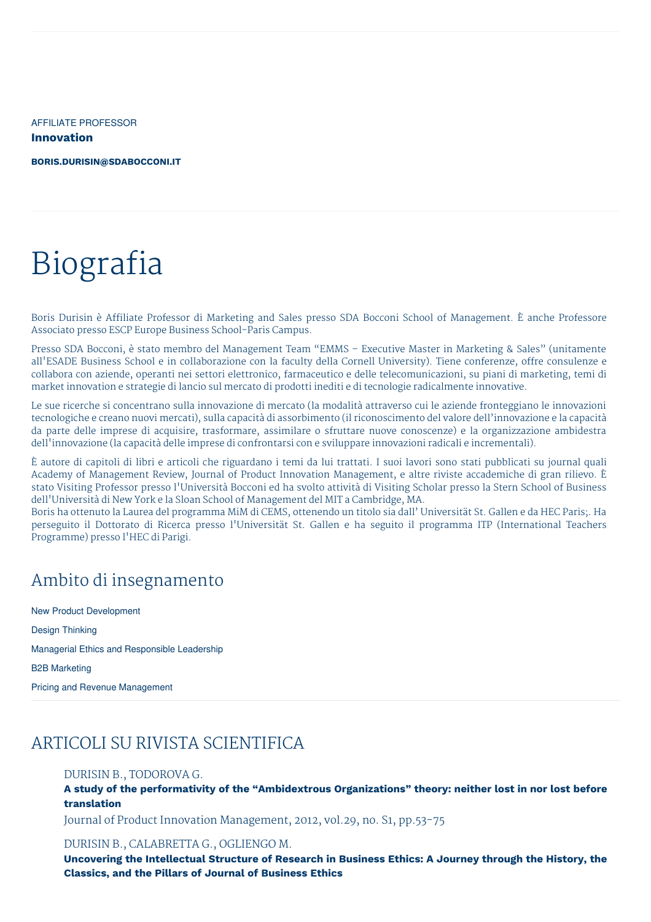AFFILIATE PROFESSOR

**Innovation**

**BORIS.DURISIN@SDABOCCONI.IT**

# Biografia

Boris Durisin è Affiliate Professor di Marketing and Sales presso SDA Bocconi School of Management. È anche Professore Associato presso ESCP Europe Business School-Paris Campus.

Presso SDA Bocconi, è stato membro del Management Team "EMMS – Executive Master in Marketing & Sales" (unitamente all'ESADE Business School e in collaborazione con la faculty della Cornell University). Tiene conferenze, offre consulenze e collabora con aziende, operanti nei settori elettronico, farmaceutico e delle telecomunicazioni, su piani di marketing, temi di market innovation e strategie di lancio sul mercato di prodotti inediti e di tecnologie radicalmente innovative.

Le sue ricerche si concentrano sulla innovazione di mercato (la modalità attraverso cui le aziende fronteggiano le innovazioni tecnologiche e creano nuovi mercati), sulla capacità di assorbimento (il riconoscimento del valore dell'innovazione e la capacità da parte delle imprese di acquisire, trasformare, assimilare o sfruttare nuove conoscenze) e la organizzazione ambidestra dell'innovazione (la capacità delle imprese di confrontarsi con e sviluppare innovazioni radicali e incrementali).

È autore di capitoli di libri e articoli che riguardano i temi da lui trattati. I suoi lavori sono stati pubblicati su journal quali Academy of Management Review, Journal of Product Innovation Management, e altre riviste accademiche di gran rilievo. È stato Visiting Professor presso l'Università Bocconi ed ha svolto attività di Visiting Scholar presso la Stern School of Business dell'Università di New York e la Sloan School of Management del MIT a Cambridge, MA.
Boris ha ottenuto la Laurea del programma MiM di CEMS, ottenendo un titolo sia dall' Universität St. Gallen e da HEC Paris;. Ha perseguito il Dottorato di Ricerca presso l'Universität St. Gallen e ha seguito il programma ITP (International Teachers Programme) presso l'HEC di Parigi.

## Ambito di insegnamento

New Product Development

Design Thinking

Managerial Ethics and Responsible Leadership

B2B Marketing

Pricing and Revenue Management

## ARTICOLI SU RIVISTA SCIENTIFICA

DURISIN B., TODOROVA G.
**A study of the performativity of the "Ambidextrous Organizations" theory: neither lost in nor lost before translation**
Journal of Product Innovation Management, 2012, vol.29, no. S1, pp.53-75

DURISIN B., CALABRETTA G., OGLIENGO M.
**Uncovering the Intellectual Structure of Research in Business Ethics: A Journey through the History, the Classics, and the Pillars of Journal of Business Ethics**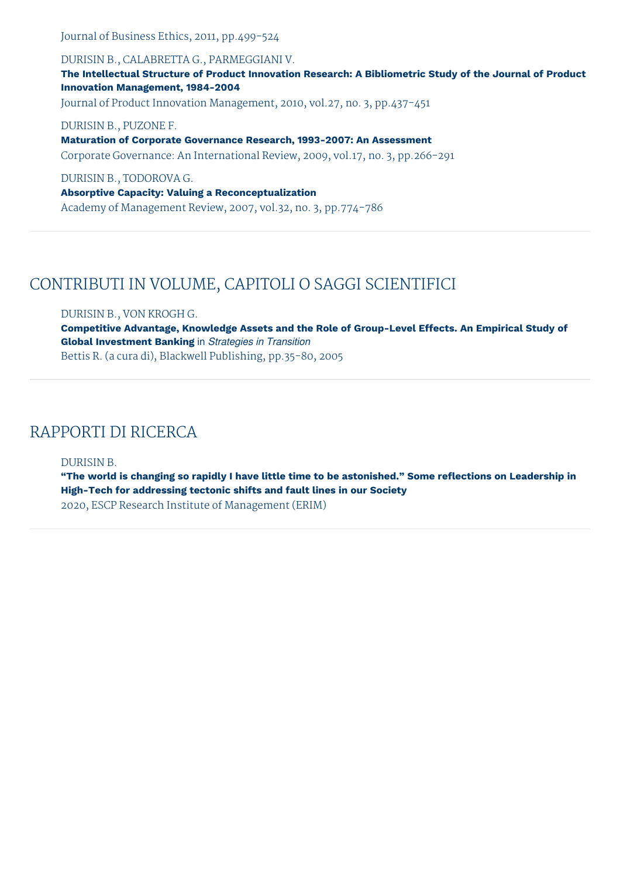Journal of Business Ethics, 2011, pp.499-524

DURISIN B., CALABRETTA G., PARMEGGIANI V.
**The Intellectual Structure of Product Innovation Research: A Bibliometric Study of the Journal of Product Innovation Management, 1984-2004**
Journal of Product Innovation Management, 2010, vol.27, no. 3, pp.437-451

DURISIN B., PUZONE F.
**Maturation of Corporate Governance Research, 1993-2007: An Assessment**
Corporate Governance: An International Review, 2009, vol.17, no. 3, pp.266-291

DURISIN B., TODOROVA G.
**Absorptive Capacity: Valuing a Reconceptualization**
Academy of Management Review, 2007, vol.32, no. 3, pp.774-786

## CONTRIBUTI IN VOLUME, CAPITOLI O SAGGI SCIENTIFICI

DURISIN B., VON KROGH G.
**Competitive Advantage, Knowledge Assets and the Role of Group-Level Effects. An Empirical Study of Global Investment Banking** in *Strategies in Transition*
Bettis R. (a cura di), Blackwell Publishing, pp.35-80, 2005

## RAPPORTI DI RICERCA

DURISIN B.
**"The world is changing so rapidly I have little time to be astonished." Some reflections on Leadership in High-Tech for addressing tectonic shifts and fault lines in our Society**
2020, ESCP Research Institute of Management (ERIM)